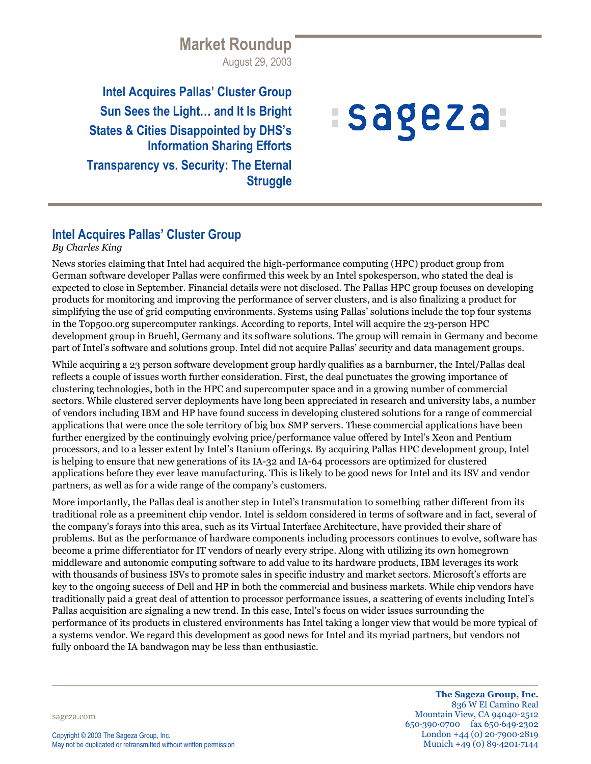# Market Roundup

August 29, 2003

**Intel Acquires Pallas' Cluster Group**

**Sun Sees the Light… and It Is Bright**

**States & Cities Disappointed by DHS's Information Sharing Efforts**

**Transparency vs. Security: The Eternal Struggle**

sageza

## Intel Acquires Pallas' Cluster Group

*By Charles King*

News stories claiming that Intel had acquired the high-performance computing (HPC) product group from German software developer Pallas were confirmed this week by an Intel spokesperson, who stated the deal is expected to close in September. Financial details were not disclosed. The Pallas HPC group focuses on developing products for monitoring and improving the performance of server clusters, and is also finalizing a product for simplifying the use of grid computing environments. Systems using Pallas' solutions include the top four systems in the Top500.org supercomputer rankings. According to reports, Intel will acquire the 23-person HPC development group in Bruehl, Germany and its software solutions. The group will remain in Germany and become part of Intel's software and solutions group. Intel did not acquire Pallas' security and data management groups.

While acquiring a 23 person software development group hardly qualifies as a barnburner, the Intel/Pallas deal reflects a couple of issues worth further consideration. First, the deal punctuates the growing importance of clustering technologies, both in the HPC and supercomputer space and in a growing number of commercial sectors. While clustered server deployments have long been appreciated in research and university labs, a number of vendors including IBM and HP have found success in developing clustered solutions for a range of commercial applications that were once the sole territory of big box SMP servers. These commercial applications have been further energized by the continuingly evolving price/performance value offered by Intel's Xeon and Pentium processors, and to a lesser extent by Intel's Itanium offerings. By acquiring Pallas HPC development group, Intel is helping to ensure that new generations of its IA-32 and IA-64 processors are optimized for clustered applications before they ever leave manufacturing. This is likely to be good news for Intel and its ISV and vendor partners, as well as for a wide range of the company's customers.

More importantly, the Pallas deal is another step in Intel's transmutation to something rather different from its traditional role as a preeminent chip vendor. Intel is seldom considered in terms of software and in fact, several of the company's forays into this area, such as its Virtual Interface Architecture, have provided their share of problems. But as the performance of hardware components including processors continues to evolve, software has become a prime differentiator for IT vendors of nearly every stripe. Along with utilizing its own homegrown middleware and autonomic computing software to add value to its hardware products, IBM leverages its work with thousands of business ISVs to promote sales in specific industry and market sectors. Microsoft's efforts are key to the ongoing success of Dell and HP in both the commercial and business markets. While chip vendors have traditionally paid a great deal of attention to processor performance issues, a scattering of events including Intel's Pallas acquisition are signaling a new trend. In this case, Intel's focus on wider issues surrounding the performance of its products in clustered environments has Intel taking a longer view that would be more typical of a systems vendor. We regard this development as good news for Intel and its myriad partners, but vendors not fully onboard the IA bandwagon may be less than enthusiastic.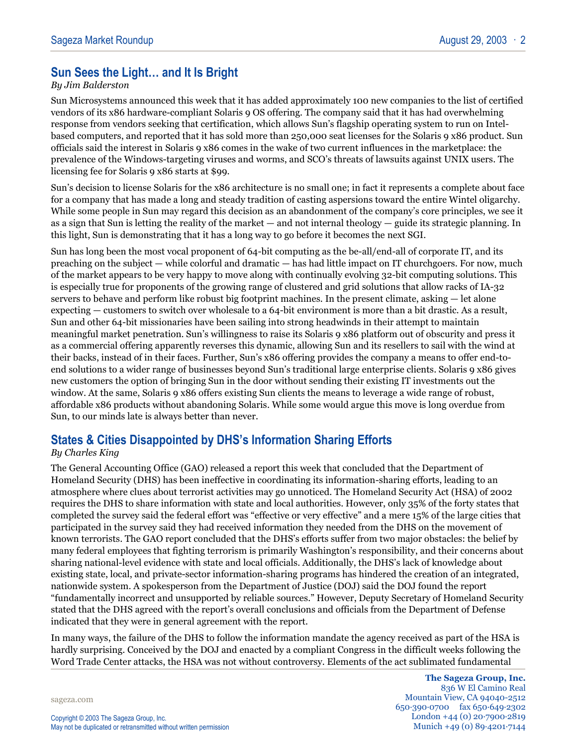## Sun Sees the Light… and It Is Bright

*By Jim Balderston*

Sun Microsystems announced this week that it has added approximately 100 new companies to the list of certified vendors of its x86 hardware-compliant Solaris 9 OS offering. The company said that it has had overwhelming response from vendors seeking that certification, which allows Sun's flagship operating system to run on Intel-based computers, and reported that it has sold more than 250,000 seat licenses for the Solaris 9 x86 product. Sun officials said the interest in Solaris 9 x86 comes in the wake of two current influences in the marketplace: the prevalence of the Windows-targeting viruses and worms, and SCO's threats of lawsuits against UNIX users. The licensing fee for Solaris 9 x86 starts at $99.

Sun's decision to license Solaris for the x86 architecture is no small one; in fact it represents a complete about face for a company that has made a long and steady tradition of casting aspersions toward the entire Wintel oligarchy. While some people in Sun may regard this decision as an abandonment of the company's core principles, we see it as a sign that Sun is letting the reality of the market — and not internal theology — guide its strategic planning. In this light, Sun is demonstrating that it has a long way to go before it becomes the next SGI.

Sun has long been the most vocal proponent of 64-bit computing as the be-all/end-all of corporate IT, and its preaching on the subject — while colorful and dramatic — has had little impact on IT churchgoers. For now, much of the market appears to be very happy to move along with continually evolving 32-bit computing solutions. This is especially true for proponents of the growing range of clustered and grid solutions that allow racks of IA-32 servers to behave and perform like robust big footprint machines. In the present climate, asking — let alone expecting — customers to switch over wholesale to a 64-bit environment is more than a bit drastic. As a result, Sun and other 64-bit missionaries have been sailing into strong headwinds in their attempt to maintain meaningful market penetration. Sun's willingness to raise its Solaris 9 x86 platform out of obscurity and press it as a commercial offering apparently reverses this dynamic, allowing Sun and its resellers to sail with the wind at their backs, instead of in their faces. Further, Sun's x86 offering provides the company a means to offer end-to-end solutions to a wider range of businesses beyond Sun's traditional large enterprise clients. Solaris 9 x86 gives new customers the option of bringing Sun in the door without sending their existing IT investments out the window. At the same, Solaris 9 x86 offers existing Sun clients the means to leverage a wide range of robust, affordable x86 products without abandoning Solaris. While some would argue this move is long overdue from Sun, to our minds late is always better than never.

## States & Cities Disappointed by DHS's Information Sharing Efforts

*By Charles King*

The General Accounting Office (GAO) released a report this week that concluded that the Department of Homeland Security (DHS) has been ineffective in coordinating its information-sharing efforts, leading to an atmosphere where clues about terrorist activities may go unnoticed. The Homeland Security Act (HSA) of 2002 requires the DHS to share information with state and local authorities. However, only 35% of the forty states that completed the survey said the federal effort was "effective or very effective" and a mere 15% of the large cities that participated in the survey said they had received information they needed from the DHS on the movement of known terrorists. The GAO report concluded that the DHS's efforts suffer from two major obstacles: the belief by many federal employees that fighting terrorism is primarily Washington's responsibility, and their concerns about sharing national-level evidence with state and local officials. Additionally, the DHS's lack of knowledge about existing state, local, and private-sector information-sharing programs has hindered the creation of an integrated, nationwide system. A spokesperson from the Department of Justice (DOJ) said the DOJ found the report "fundamentally incorrect and unsupported by reliable sources." However, Deputy Secretary of Homeland Security stated that the DHS agreed with the report's overall conclusions and officials from the Department of Defense indicated that they were in general agreement with the report.

In many ways, the failure of the DHS to follow the information mandate the agency received as part of the HSA is hardly surprising. Conceived by the DOJ and enacted by a compliant Congress in the difficult weeks following the Word Trade Center attacks, the HSA was not without controversy. Elements of the act sublimated fundamental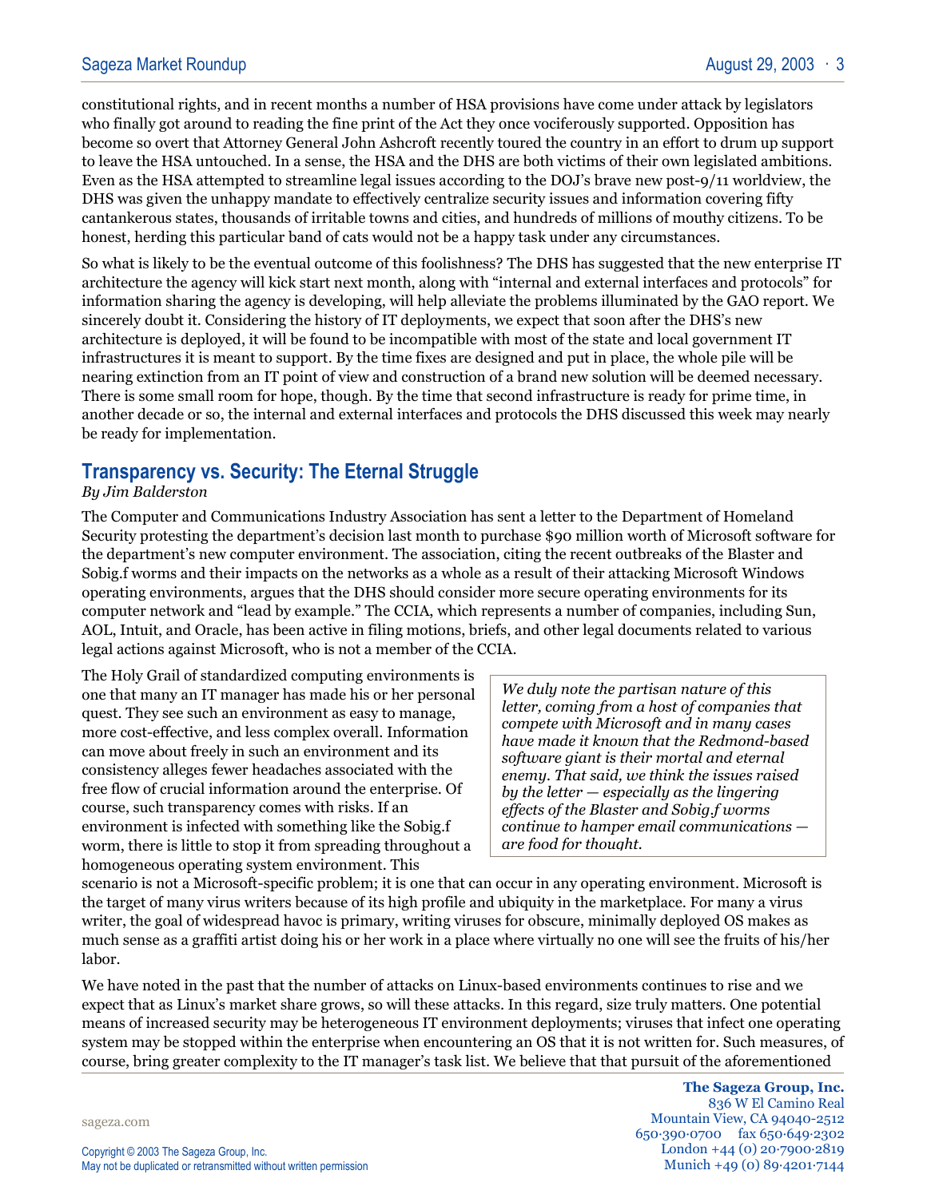constitutional rights, and in recent months a number of HSA provisions have come under attack by legislators who finally got around to reading the fine print of the Act they once vociferously supported. Opposition has become so overt that Attorney General John Ashcroft recently toured the country in an effort to drum up support to leave the HSA untouched. In a sense, the HSA and the DHS are both victims of their own legislated ambitions. Even as the HSA attempted to streamline legal issues according to the DOJ's brave new post-9/11 worldview, the DHS was given the unhappy mandate to effectively centralize security issues and information covering fifty cantankerous states, thousands of irritable towns and cities, and hundreds of millions of mouthy citizens. To be honest, herding this particular band of cats would not be a happy task under any circumstances.

So what is likely to be the eventual outcome of this foolishness? The DHS has suggested that the new enterprise IT architecture the agency will kick start next month, along with "internal and external interfaces and protocols" for information sharing the agency is developing, will help alleviate the problems illuminated by the GAO report. We sincerely doubt it. Considering the history of IT deployments, we expect that soon after the DHS's new architecture is deployed, it will be found to be incompatible with most of the state and local government IT infrastructures it is meant to support. By the time fixes are designed and put in place, the whole pile will be nearing extinction from an IT point of view and construction of a brand new solution will be deemed necessary. There is some small room for hope, though. By the time that second infrastructure is ready for prime time, in another decade or so, the internal and external interfaces and protocols the DHS discussed this week may nearly be ready for implementation.

## Transparency vs. Security: The Eternal Struggle

*By Jim Balderston*

The Computer and Communications Industry Association has sent a letter to the Department of Homeland Security protesting the department's decision last month to purchase $90 million worth of Microsoft software for the department's new computer environment. The association, citing the recent outbreaks of the Blaster and Sobig.f worms and their impacts on the networks as a whole as a result of their attacking Microsoft Windows operating environments, argues that the DHS should consider more secure operating environments for its computer network and "lead by example." The CCIA, which represents a number of companies, including Sun, AOL, Intuit, and Oracle, has been active in filing motions, briefs, and other legal documents related to various legal actions against Microsoft, who is not a member of the CCIA.

> *We duly note the partisan nature of this letter, coming from a host of companies that compete with Microsoft and in many cases have made it known that the Redmond-based software giant is their mortal and eternal enemy. That said, we think the issues raised by the letter — especially as the lingering effects of the Blaster and Sobig.f worms continue to hamper email communications — are food for thought.*

The Holy Grail of standardized computing environments is one that many an IT manager has made his or her personal quest. They see such an environment as easy to manage, more cost-effective, and less complex overall. Information can move about freely in such an environment and its consistency alleges fewer headaches associated with the free flow of crucial information around the enterprise. Of course, such transparency comes with risks. If an environment is infected with something like the Sobig.f worm, there is little to stop it from spreading throughout a homogeneous operating system environment. This scenario is not a Microsoft-specific problem; it is one that can occur in any operating environment. Microsoft is the target of many virus writers because of its high profile and ubiquity in the marketplace. For many a virus writer, the goal of widespread havoc is primary, writing viruses for obscure, minimally deployed OS makes as much sense as a graffiti artist doing his or her work in a place where virtually no one will see the fruits of his/her labor.

We have noted in the past that the number of attacks on Linux-based environments continues to rise and we expect that as Linux's market share grows, so will these attacks. In this regard, size truly matters. One potential means of increased security may be heterogeneous IT environment deployments; viruses that infect one operating system may be stopped within the enterprise when encountering an OS that it is not written for. Such measures, of course, bring greater complexity to the IT manager's task list. We believe that that pursuit of the aforementioned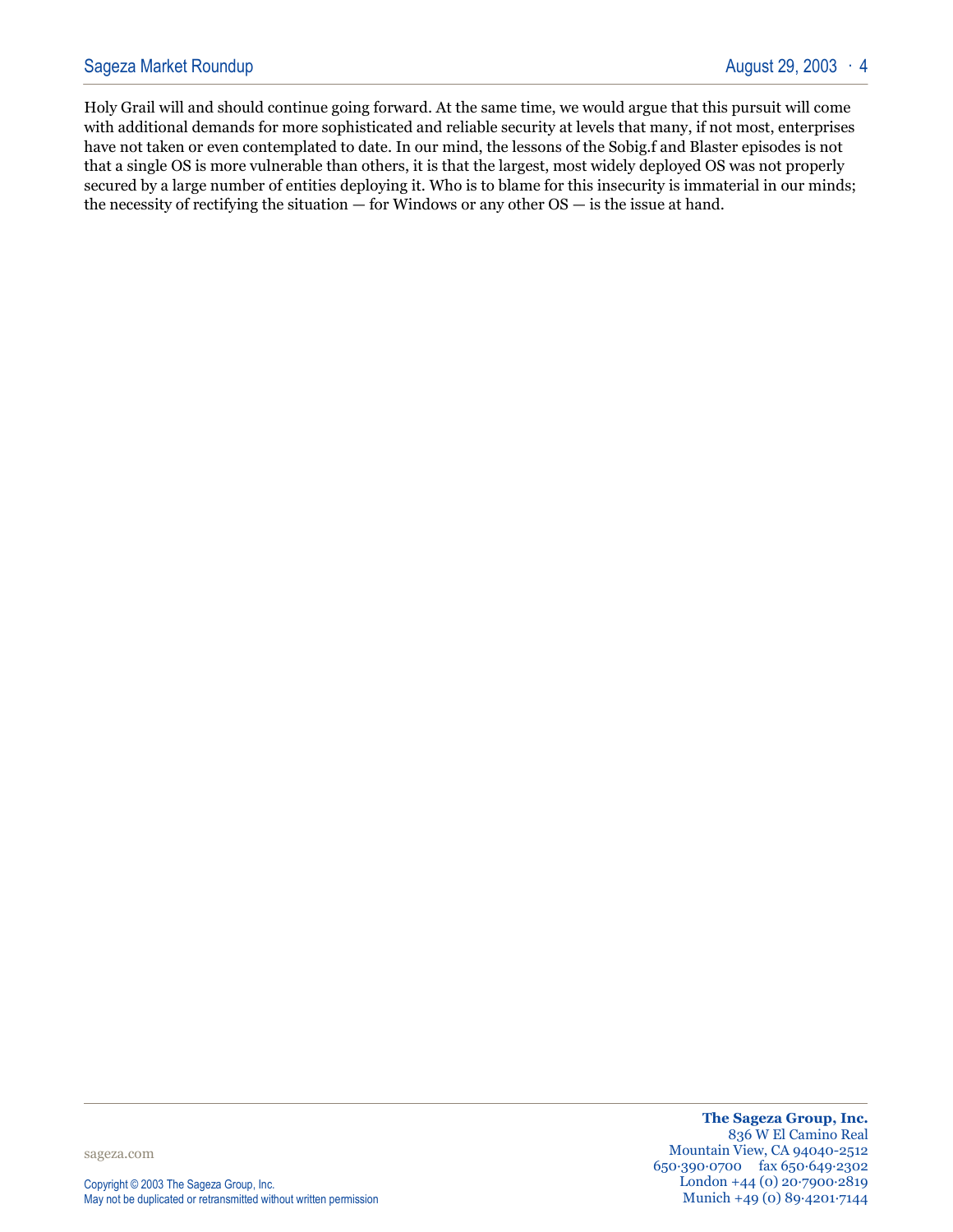Holy Grail will and should continue going forward. At the same time, we would argue that this pursuit will come with additional demands for more sophisticated and reliable security at levels that many, if not most, enterprises have not taken or even contemplated to date. In our mind, the lessons of the Sobig.f and Blaster episodes is not that a single OS is more vulnerable than others, it is that the largest, most widely deployed OS was not properly secured by a large number of entities deploying it. Who is to blame for this insecurity is immaterial in our minds; the necessity of rectifying the situation — for Windows or any other OS — is the issue at hand.

sageza.com

Copyright © 2003 The Sageza Group, Inc.
May not be duplicated or retransmitted without written permission

**The Sageza Group, Inc.**
836 W El Camino Real
Mountain View, CA 94040-2512
650·390·0700 fax 650·649·2302
London +44 (0) 20·7900·2819
Munich +49 (0) 89·4201·7144